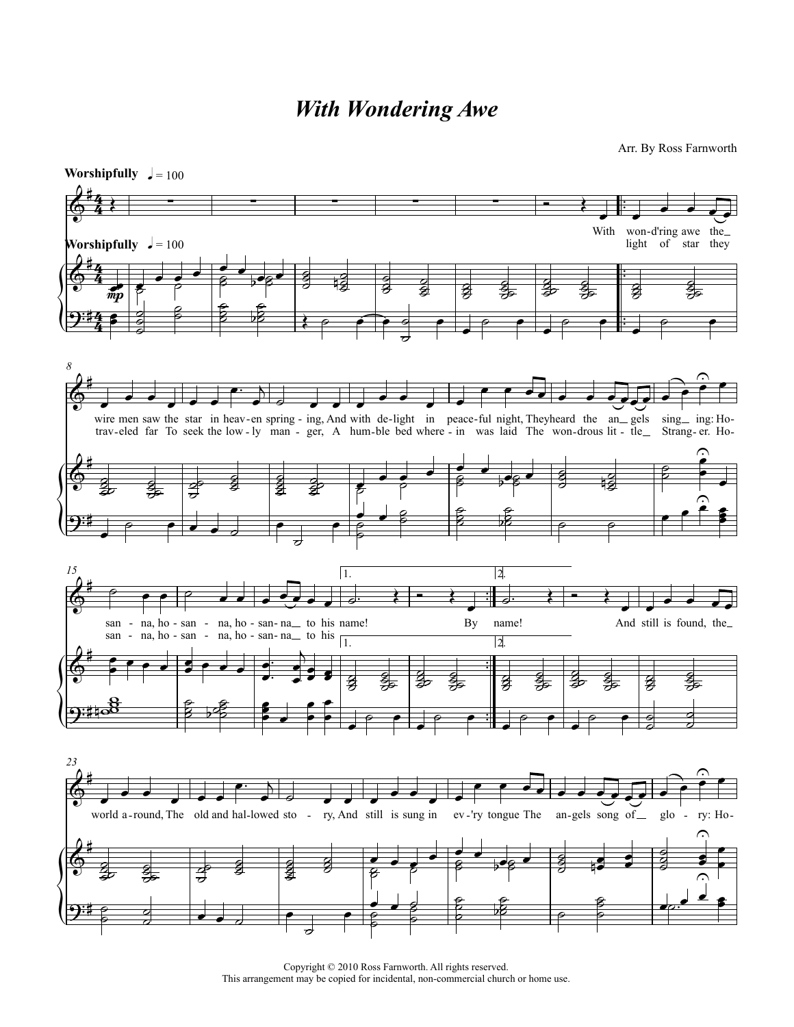# *With Wondering Awe*

Arr. By Ross Farnworth

**Worshipfully** ♩ = 100

With won-d'ring awe the wire men saw the star in heav-en spring - ing, And with de-light in peace-ful night, They heard the an - gels sing - ing: Ho - san - na, ho - san - na, ho - san - na to his name! By

light of star they trav-eled far To seek the low - ly man - ger, A hum-ble bed where - in was laid The won-drous lit - tle Strang - er. Ho - san - na, ho - san - na, ho - san - na to his name!

And still is found, the world a-round, The old and hal-lowed sto - ry, And still is sung in ev-'ry tongue The an-gels song of glo - ry: Ho-

Copyright © 2010 Ross Farnworth. All rights reserved.
This arrangement may be copied for incidental, non-commercial church or home use.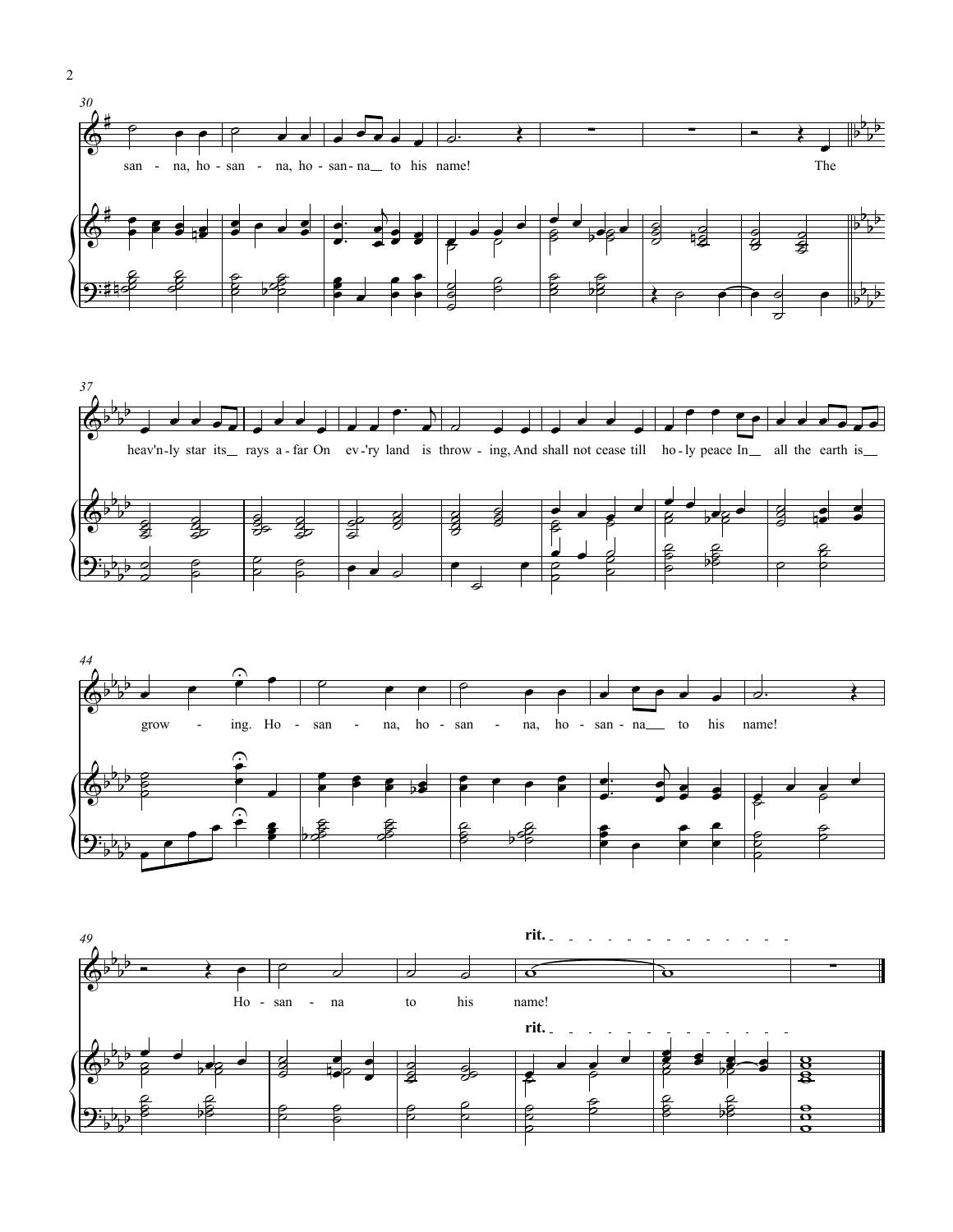san - na, ho - san - na, ho - san - na to his name! The

heav'n - ly star its rays a - far On ev - 'ry land is throw - ing, And shall not cease till ho - ly peace In all the earth is

grow - ing. Ho - san - na, ho - san - na, ho - san - na to his name!

**rit.**

Ho - san - na to his name!